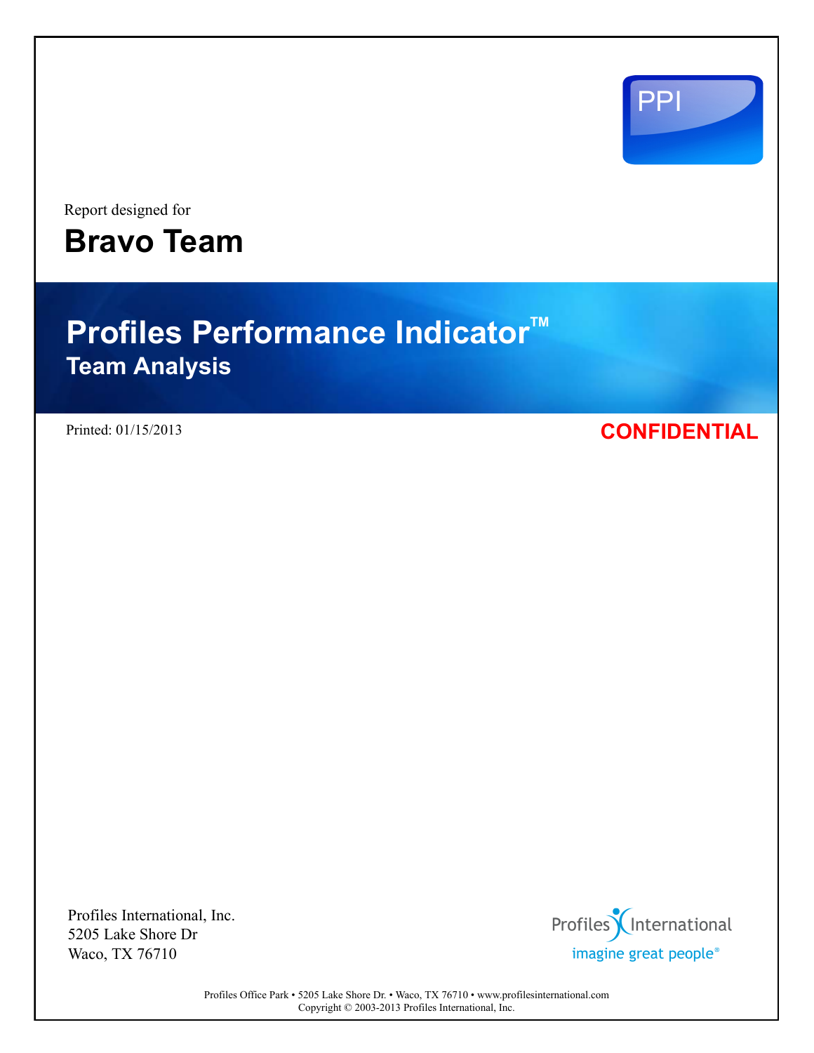PPI

Report designed for

# Bravo Team

# Profiles Performance Indicator™

## Team Analysis

Printed: 01/15/2013

**CONFIDENTIAL**

Profiles International, Inc.
5205 Lake Shore Dr
Waco, TX 76710

Profiles International
imagine great people®

Profiles Office Park • 5205 Lake Shore Dr. • Waco, TX 76710 • www.profilesinternational.com
Copyright © 2003-2013 Profiles International, Inc.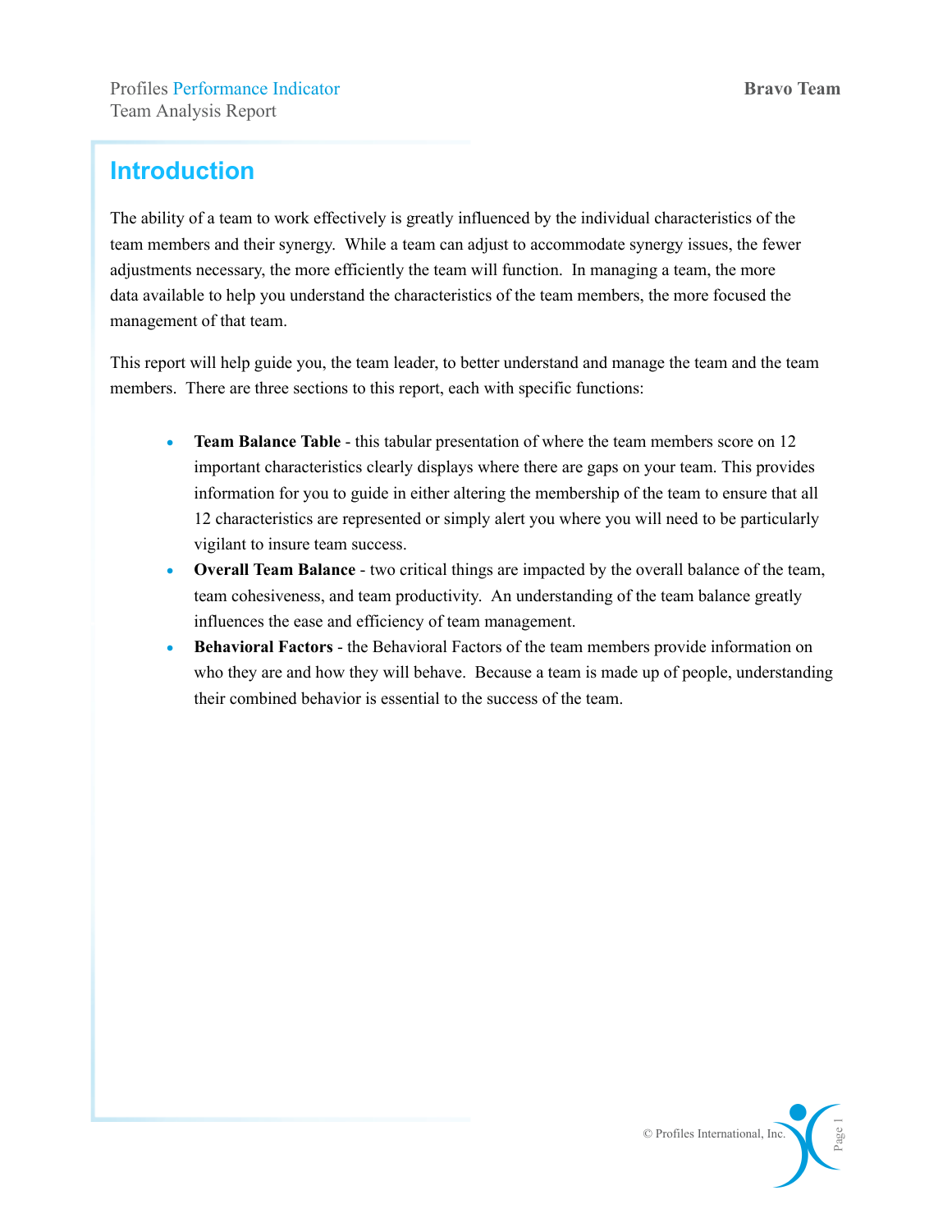## Introduction

The ability of a team to work effectively is greatly influenced by the individual characteristics of the team members and their synergy. While a team can adjust to accommodate synergy issues, the fewer adjustments necessary, the more efficiently the team will function. In managing a team, the more data available to help you understand the characteristics of the team members, the more focused the management of that team.

This report will help guide you, the team leader, to better understand and manage the team and the team members. There are three sections to this report, each with specific functions:

- **Team Balance Table** - this tabular presentation of where the team members score on 12 important characteristics clearly displays where there are gaps on your team. This provides information for you to guide in either altering the membership of the team to ensure that all 12 characteristics are represented or simply alert you where you will need to be particularly vigilant to insure team success.
- **Overall Team Balance** - two critical things are impacted by the overall balance of the team, team cohesiveness, and team productivity. An understanding of the team balance greatly influences the ease and efficiency of team management.
- **Behavioral Factors** - the Behavioral Factors of the team members provide information on who they are and how they will behave. Because a team is made up of people, understanding their combined behavior is essential to the success of the team.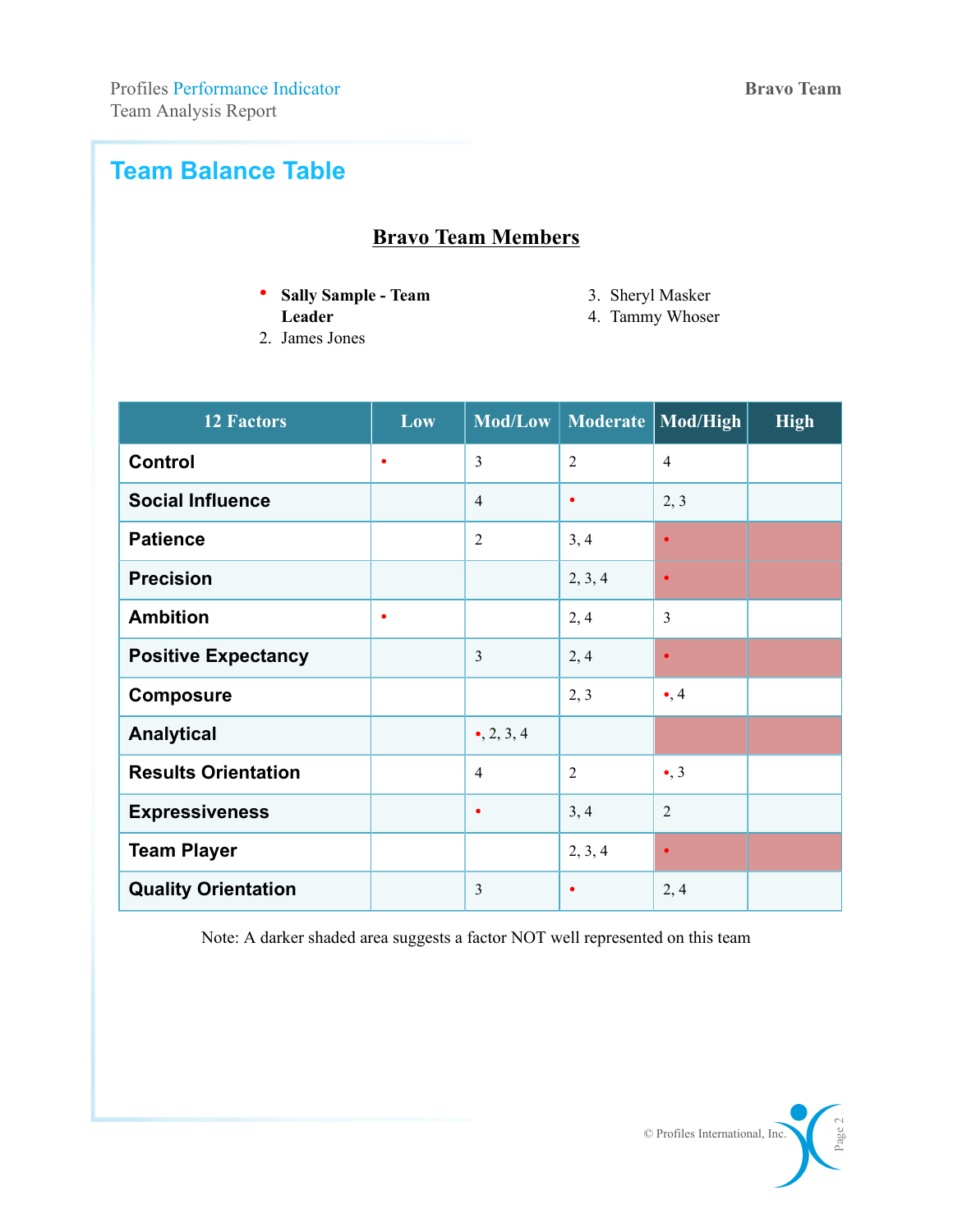## Team Balance Table

**Bravo Team Members**

- **Sally Sample - Team Leader**
2. James Jones
3. Sheryl Masker
4. Tammy Whoser

| 12 Factors | Low | Mod/Low | Moderate | Mod/High | High |
|---|---|---|---|---|---|
| **Control** | • | 3 | 2 | 4 | |
| **Social Influence** | | 4 | • | 2, 3 | |
| **Patience** | | 2 | 3, 4 | • | |
| **Precision** | | | 2, 3, 4 | • | |
| **Ambition** | • | | 2, 4 | 3 | |
| **Positive Expectancy** | | 3 | 2, 4 | • | |
| **Composure** | | | 2, 3 | •, 4 | |
| **Analytical** | | •, 2, 3, 4 | | | |
| **Results Orientation** | | 4 | 2 | •, 3 | |
| **Expressiveness** | | • | 3, 4 | 2 | |
| **Team Player** | | | 2, 3, 4 | • | |
| **Quality Orientation** | | 3 | • | 2, 4 | |

Note: A darker shaded area suggests a factor NOT well represented on this team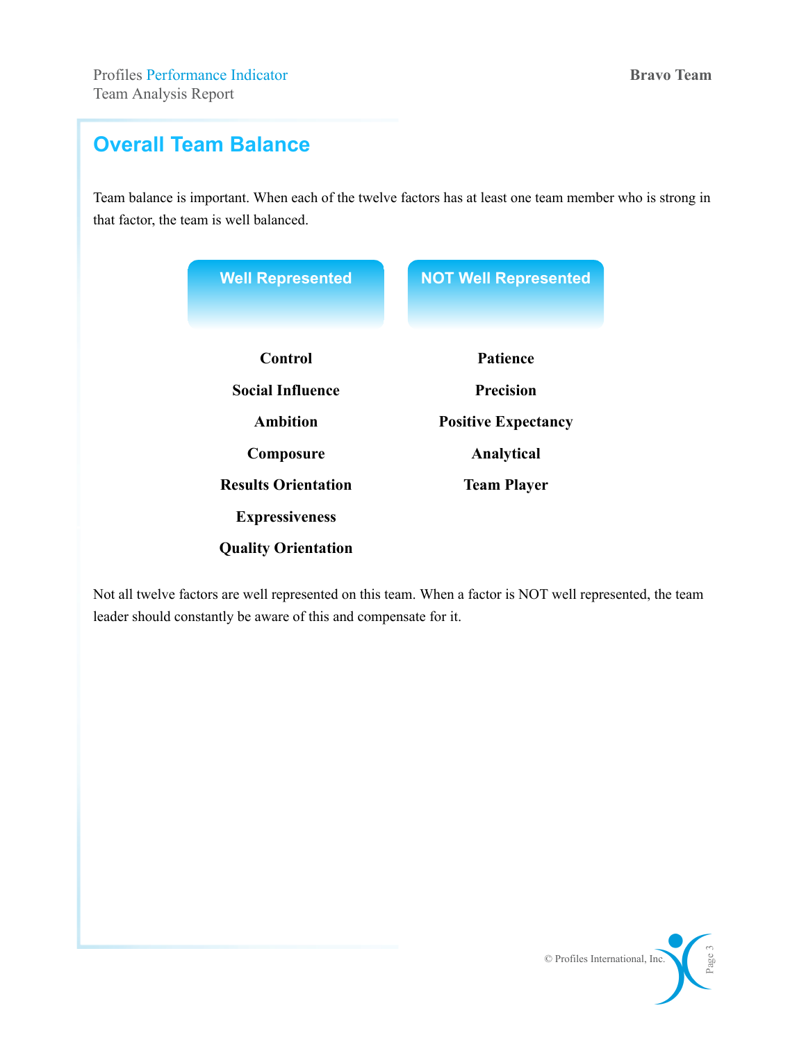## Overall Team Balance

Team balance is important. When each of the twelve factors has at least one team member who is strong in that factor, the team is well balanced.

| Well Represented | NOT Well Represented |
| --- | --- |
| **Control** | **Patience** |
| **Social Influence** | **Precision** |
| **Ambition** | **Positive Expectancy** |
| **Composure** | **Analytical** |
| **Results Orientation** | **Team Player** |
| **Expressiveness** | |
| **Quality Orientation** | |

Not all twelve factors are well represented on this team. When a factor is NOT well represented, the team leader should constantly be aware of this and compensate for it.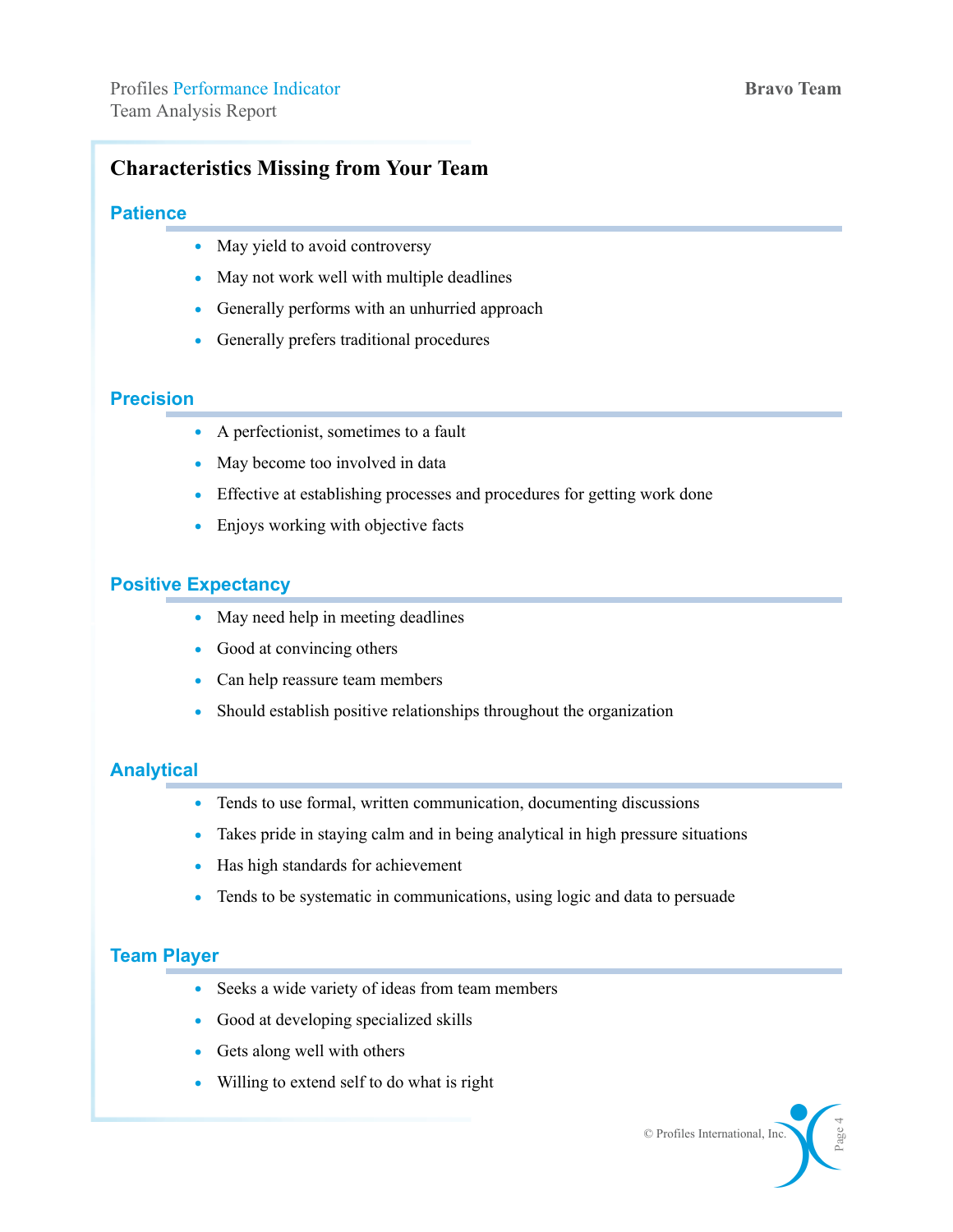## Characteristics Missing from Your Team

### Patience

- May yield to avoid controversy
- May not work well with multiple deadlines
- Generally performs with an unhurried approach
- Generally prefers traditional procedures

### Precision

- A perfectionist, sometimes to a fault
- May become too involved in data
- Effective at establishing processes and procedures for getting work done
- Enjoys working with objective facts

### Positive Expectancy

- May need help in meeting deadlines
- Good at convincing others
- Can help reassure team members
- Should establish positive relationships throughout the organization

### Analytical

- Tends to use formal, written communication, documenting discussions
- Takes pride in staying calm and in being analytical in high pressure situations
- Has high standards for achievement
- Tends to be systematic in communications, using logic and data to persuade

### Team Player

- Seeks a wide variety of ideas from team members
- Good at developing specialized skills
- Gets along well with others
- Willing to extend self to do what is right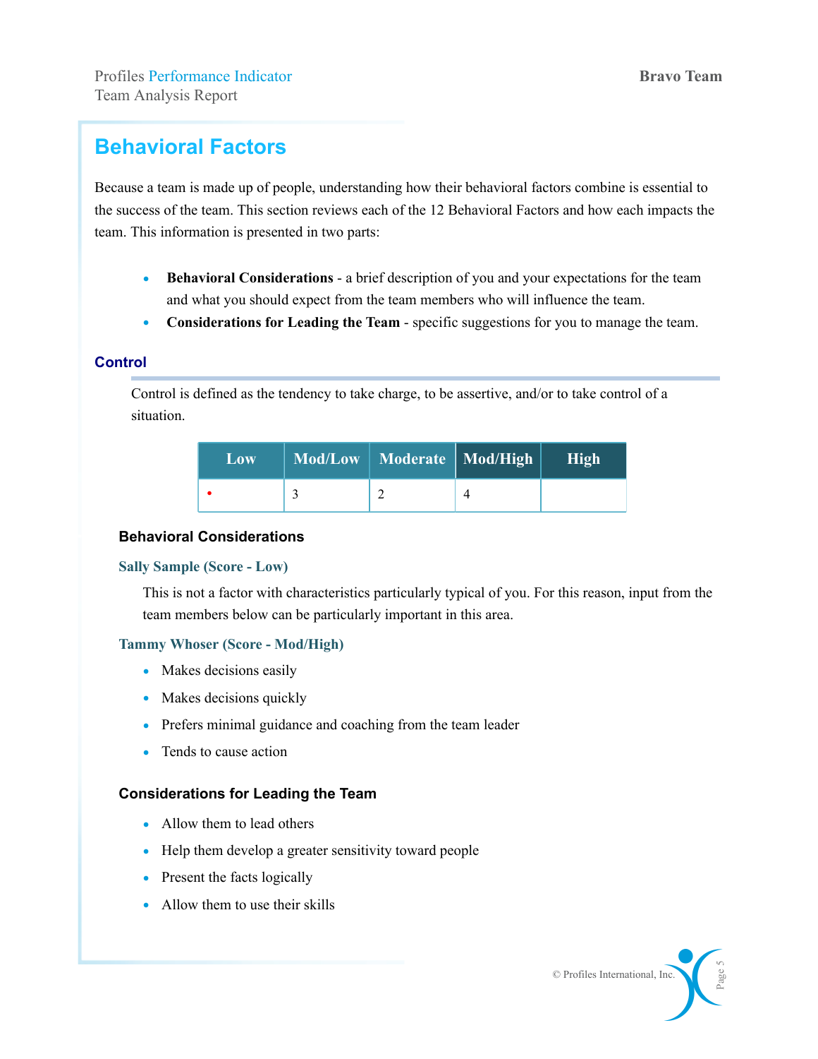# Behavioral Factors

Because a team is made up of people, understanding how their behavioral factors combine is essential to the success of the team. This section reviews each of the 12 Behavioral Factors and how each impacts the team. This information is presented in two parts:

- **Behavioral Considerations** - a brief description of you and your expectations for the team and what you should expect from the team members who will influence the team.
- **Considerations for Leading the Team** - specific suggestions for you to manage the team.

## Control

Control is defined as the tendency to take charge, to be assertive, and/or to take control of a situation.

| Low | Mod/Low | Moderate | Mod/High | High |
|---|---|---|---|---|
| • | 3 | 2 | 4 | |

### Behavioral Considerations

**Sally Sample (Score - Low)**

This is not a factor with characteristics particularly typical of you. For this reason, input from the team members below can be particularly important in this area.

**Tammy Whoser (Score - Mod/High)**

- Makes decisions easily
- Makes decisions quickly
- Prefers minimal guidance and coaching from the team leader
- Tends to cause action

### Considerations for Leading the Team

- Allow them to lead others
- Help them develop a greater sensitivity toward people
- Present the facts logically
- Allow them to use their skills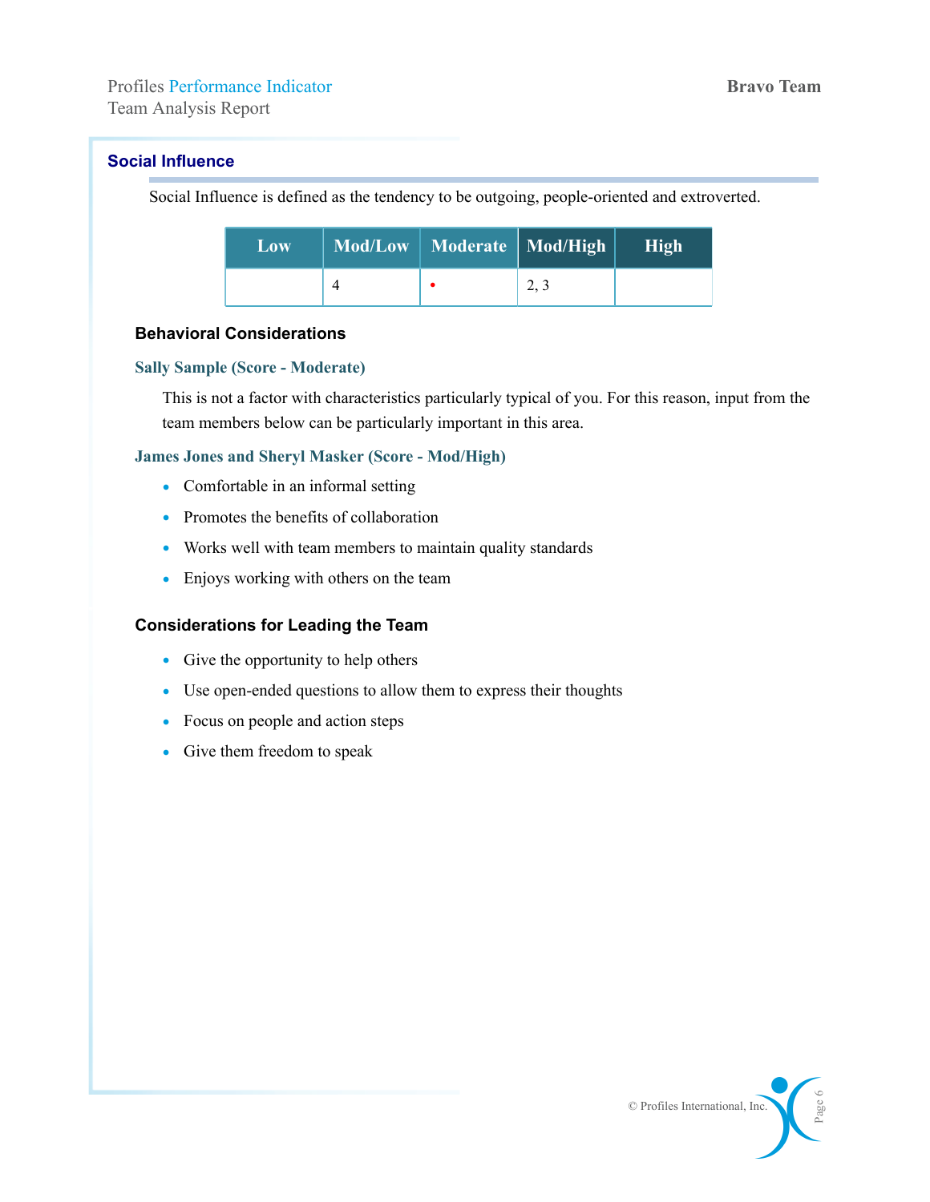## Social Influence

Social Influence is defined as the tendency to be outgoing, people-oriented and extroverted.

| Low | Mod/Low | Moderate | Mod/High | High |
|---|---|---|---|---|
| | 4 | • | 2, 3 | |

### Behavioral Considerations

**Sally Sample (Score - Moderate)**

This is not a factor with characteristics particularly typical of you. For this reason, input from the team members below can be particularly important in this area.

**James Jones and Sheryl Masker (Score - Mod/High)**

- Comfortable in an informal setting
- Promotes the benefits of collaboration
- Works well with team members to maintain quality standards
- Enjoys working with others on the team

### Considerations for Leading the Team

- Give the opportunity to help others
- Use open-ended questions to allow them to express their thoughts
- Focus on people and action steps
- Give them freedom to speak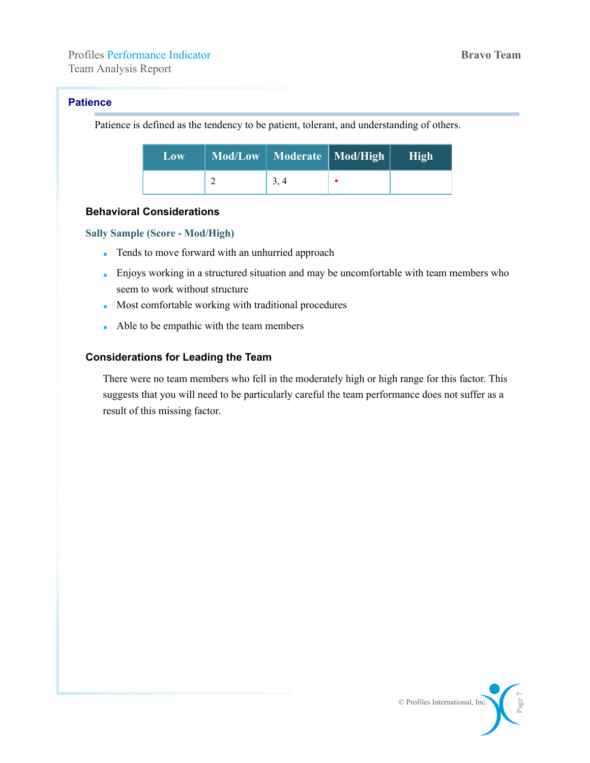## Patience

Patience is defined as the tendency to be patient, tolerant, and understanding of others.

| Low | Mod/Low | Moderate | Mod/High | High |
|---|---|---|---|---|
| | 2 | 3, 4 | • | |

### Behavioral Considerations

**Sally Sample (Score - Mod/High)**

- Tends to move forward with an unhurried approach
- Enjoys working in a structured situation and may be uncomfortable with team members who seem to work without structure
- Most comfortable working with traditional procedures
- Able to be empathic with the team members

### Considerations for Leading the Team

There were no team members who fell in the moderately high or high range for this factor. This suggests that you will need to be particularly careful the team performance does not suffer as a result of this missing factor.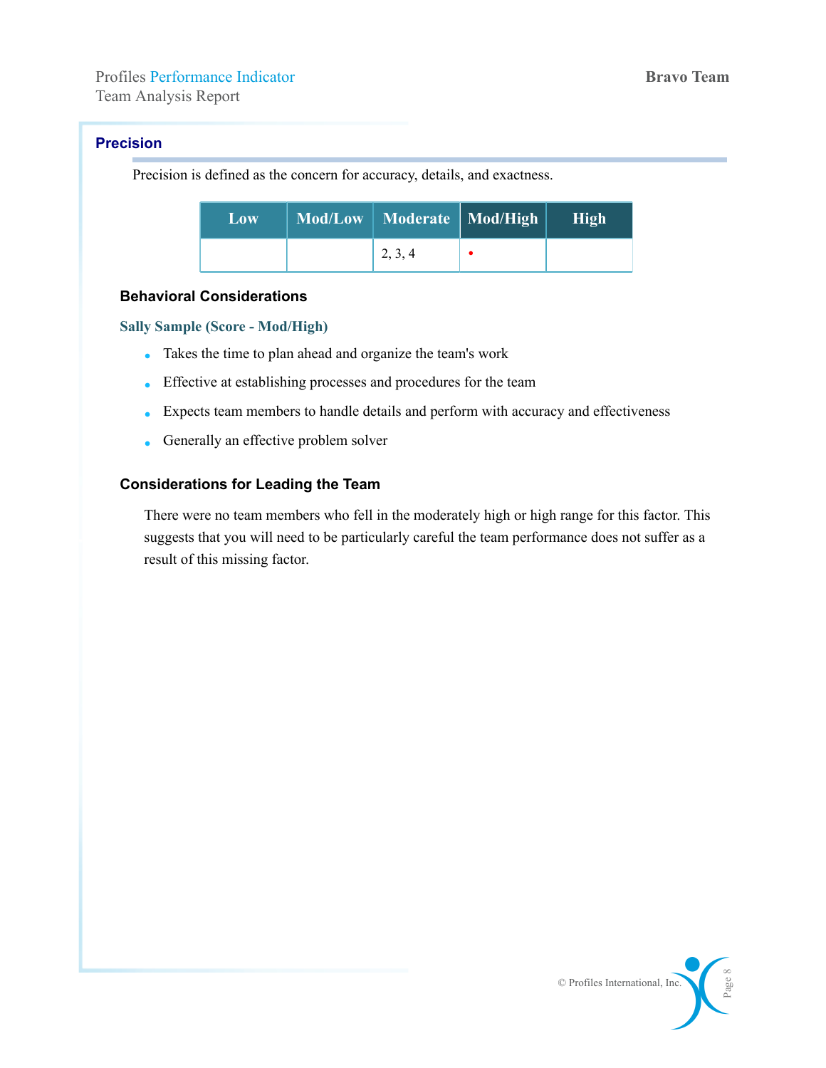## Precision

Precision is defined as the concern for accuracy, details, and exactness.

| Low | Mod/Low | Moderate | Mod/High | High |
|---|---|---|---|---|
| | | 2, 3, 4 | • | |

### Behavioral Considerations

**Sally Sample (Score - Mod/High)**

- Takes the time to plan ahead and organize the team's work
- Effective at establishing processes and procedures for the team
- Expects team members to handle details and perform with accuracy and effectiveness
- Generally an effective problem solver

### Considerations for Leading the Team

There were no team members who fell in the moderately high or high range for this factor. This suggests that you will need to be particularly careful the team performance does not suffer as a result of this missing factor.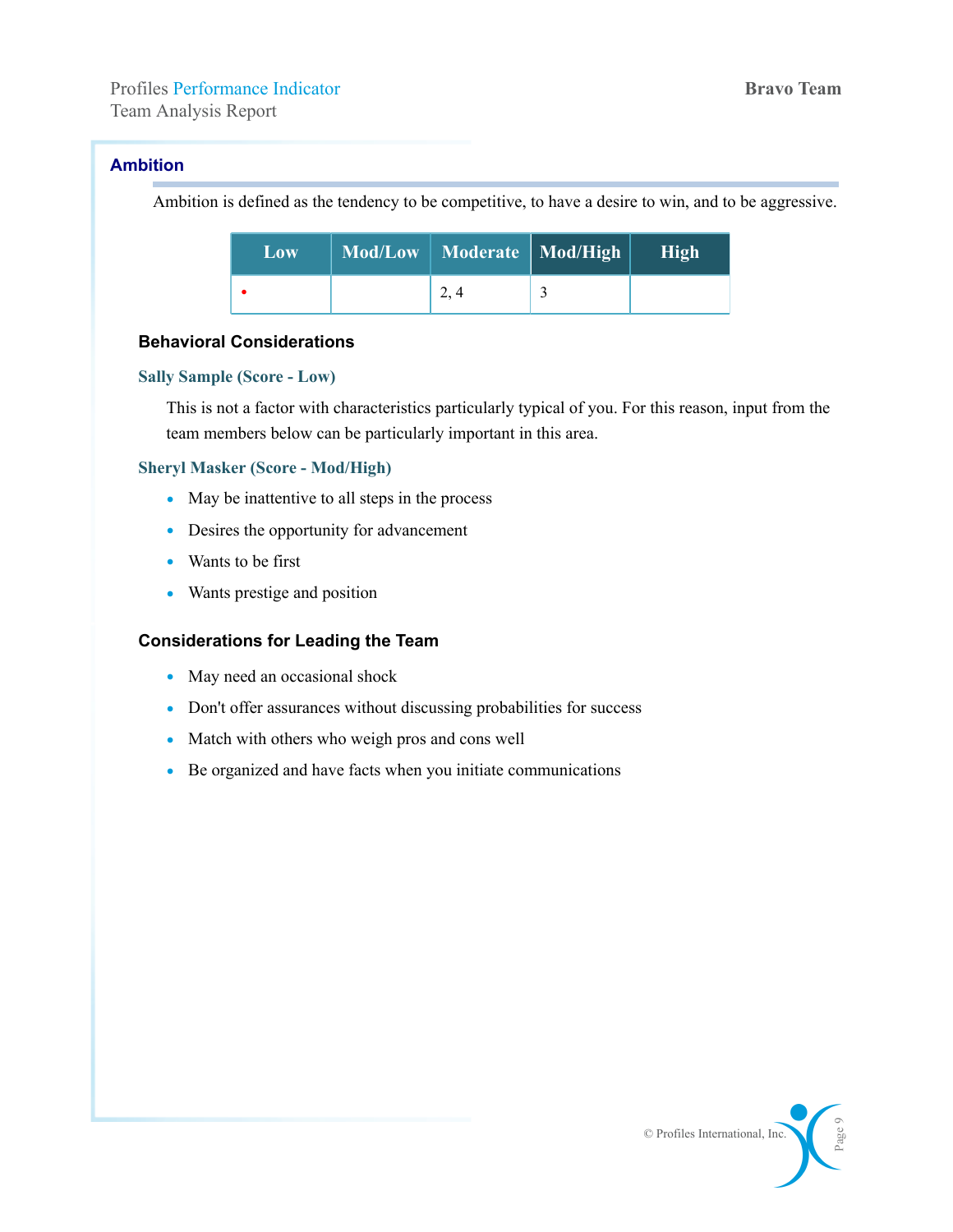## Ambition

Ambition is defined as the tendency to be competitive, to have a desire to win, and to be aggressive.

| Low | Mod/Low | Moderate | Mod/High | High |
|---|---|---|---|---|
| • | | 2, 4 | 3 | |

### Behavioral Considerations

**Sally Sample (Score - Low)**

This is not a factor with characteristics particularly typical of you. For this reason, input from the team members below can be particularly important in this area.

**Sheryl Masker (Score - Mod/High)**

- May be inattentive to all steps in the process
- Desires the opportunity for advancement
- Wants to be first
- Wants prestige and position

### Considerations for Leading the Team

- May need an occasional shock
- Don't offer assurances without discussing probabilities for success
- Match with others who weigh pros and cons well
- Be organized and have facts when you initiate communications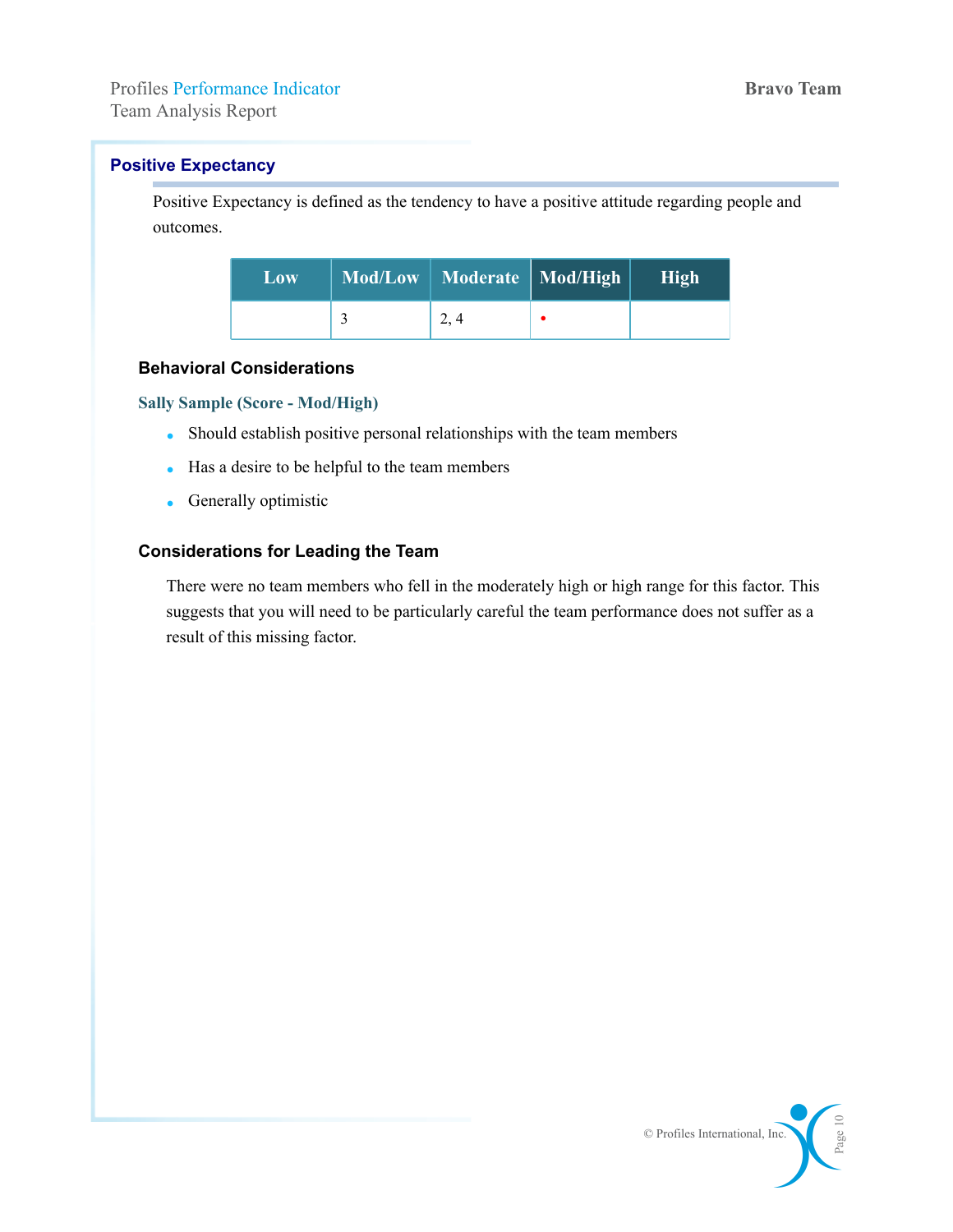## Positive Expectancy

Positive Expectancy is defined as the tendency to have a positive attitude regarding people and outcomes.

| Low | Mod/Low | Moderate | Mod/High | High |
|---|---|---|---|---|
| | 3 | 2, 4 | • | |

### Behavioral Considerations

**Sally Sample (Score - Mod/High)**

- Should establish positive personal relationships with the team members
- Has a desire to be helpful to the team members
- Generally optimistic

### Considerations for Leading the Team

There were no team members who fell in the moderately high or high range for this factor. This suggests that you will need to be particularly careful the team performance does not suffer as a result of this missing factor.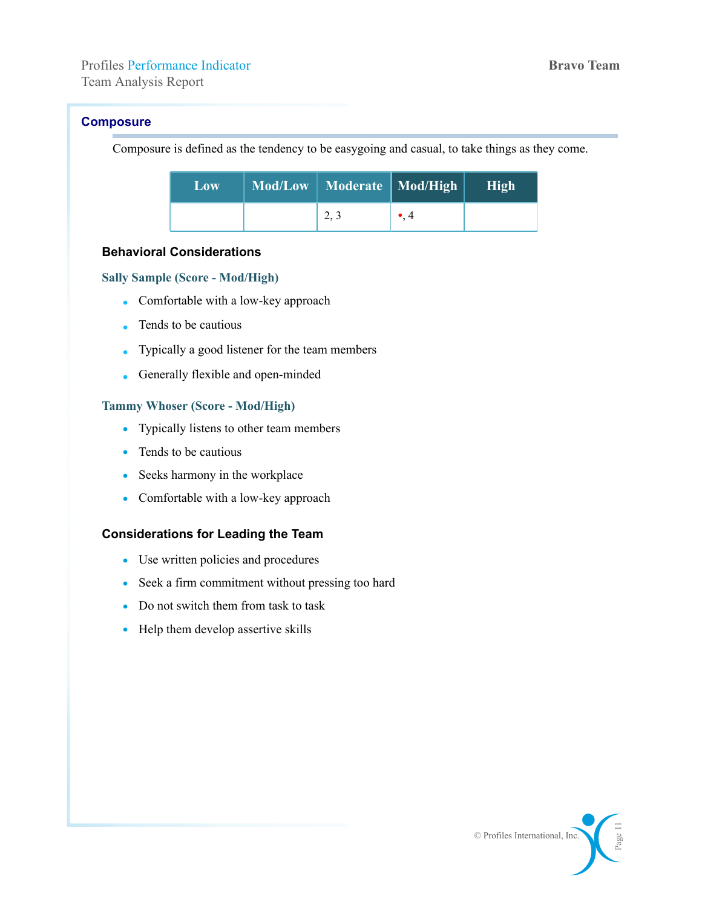## Composure

Composure is defined as the tendency to be easygoing and casual, to take things as they come.

| Low | Mod/Low | Moderate | Mod/High | High |
|---|---|---|---|---|
| | | 2, 3 | •, 4 | |

### Behavioral Considerations

**Sally Sample (Score - Mod/High)**

- Comfortable with a low-key approach
- Tends to be cautious
- Typically a good listener for the team members
- Generally flexible and open-minded

**Tammy Whoser (Score - Mod/High)**

- Typically listens to other team members
- Tends to be cautious
- Seeks harmony in the workplace
- Comfortable with a low-key approach

### Considerations for Leading the Team

- Use written policies and procedures
- Seek a firm commitment without pressing too hard
- Do not switch them from task to task
- Help them develop assertive skills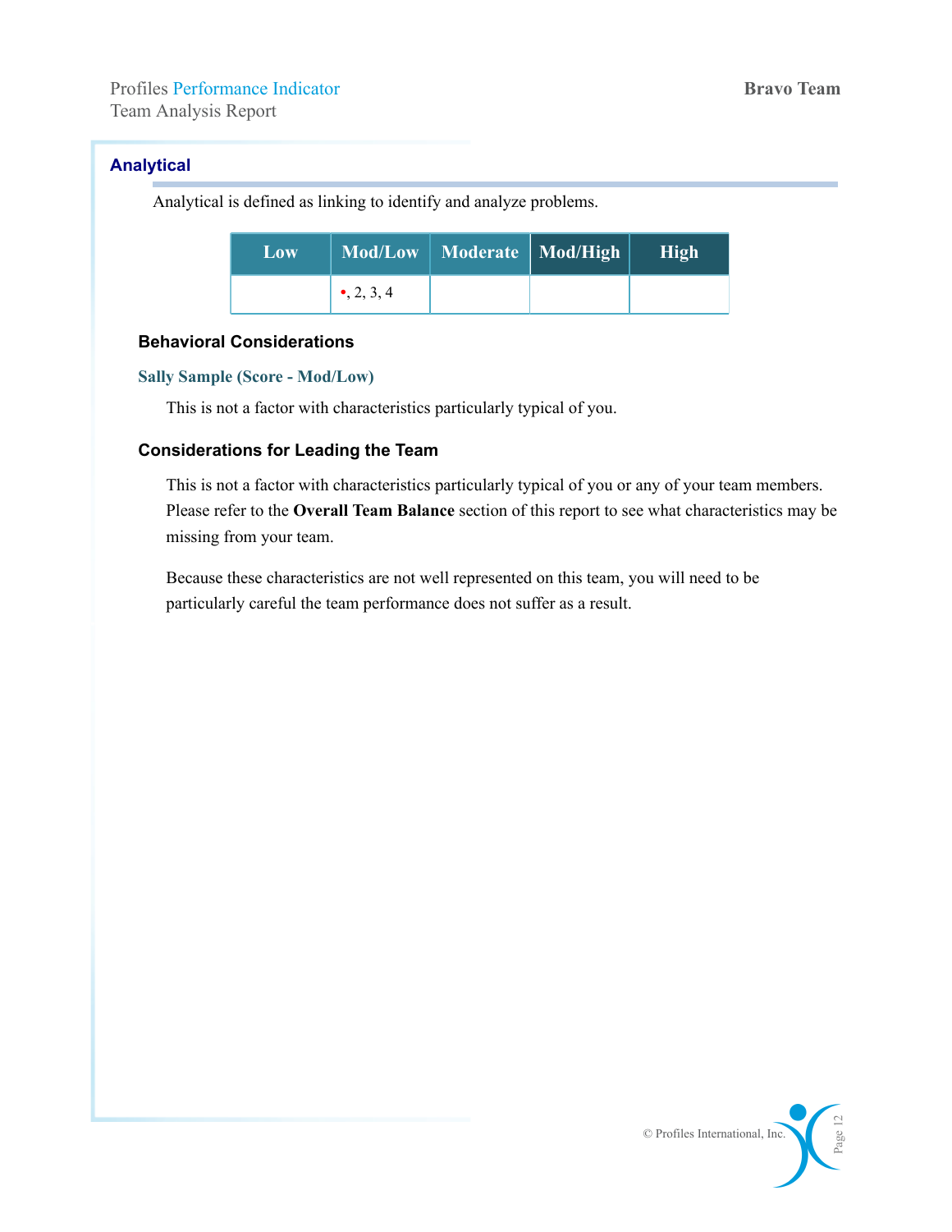## Analytical

Analytical is defined as linking to identify and analyze problems.

| Low | Mod/Low | Moderate | Mod/High | High |
|---|---|---|---|---|
| | •, 2, 3, 4 | | | |

### Behavioral Considerations

**Sally Sample (Score - Mod/Low)**

This is not a factor with characteristics particularly typical of you.

### Considerations for Leading the Team

This is not a factor with characteristics particularly typical of you or any of your team members. Please refer to the **Overall Team Balance** section of this report to see what characteristics may be missing from your team.

Because these characteristics are not well represented on this team, you will need to be particularly careful the team performance does not suffer as a result.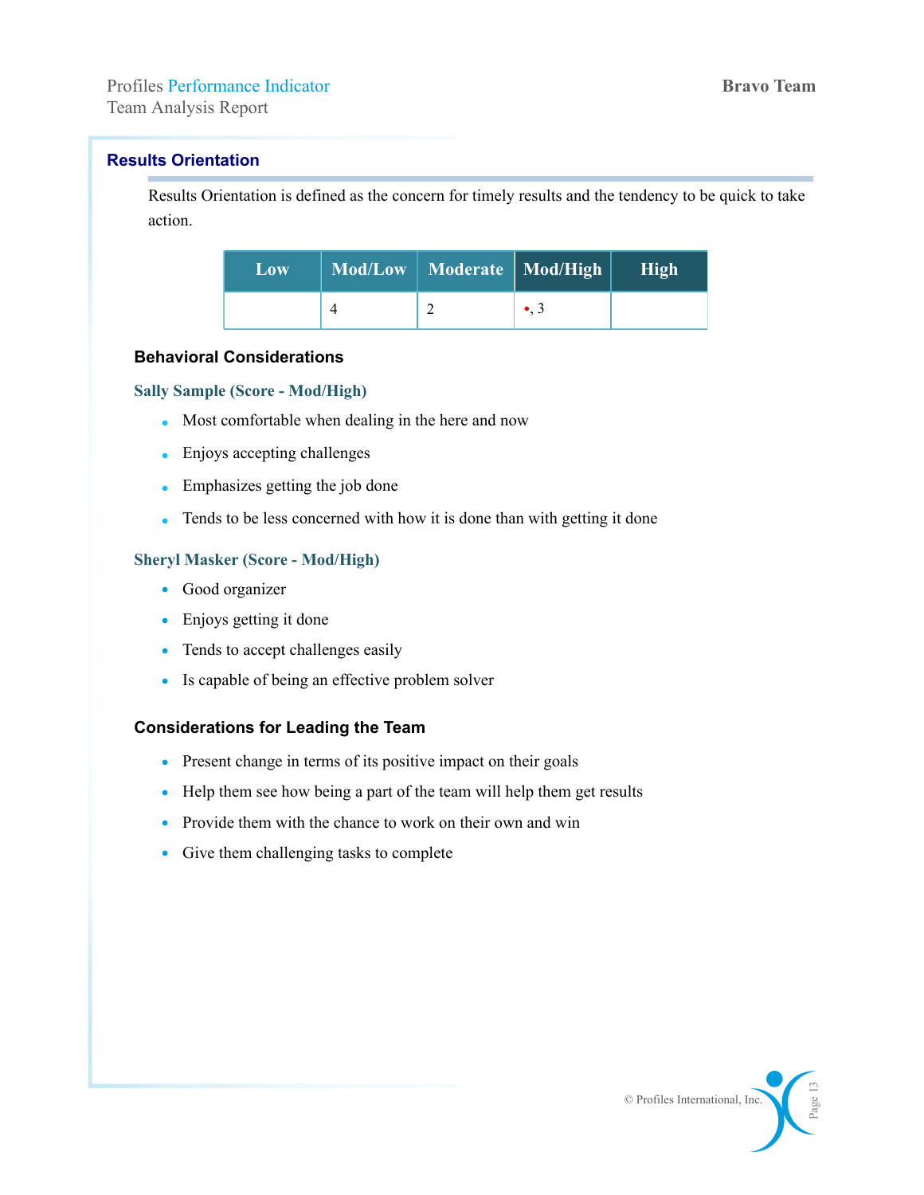## Results Orientation

Results Orientation is defined as the concern for timely results and the tendency to be quick to take action.

| Low | Mod/Low | Moderate | Mod/High | High |
|---|---|---|---|---|
| | 4 | 2 | •, 3 | |

### Behavioral Considerations

**Sally Sample (Score - Mod/High)**

- Most comfortable when dealing in the here and now
- Enjoys accepting challenges
- Emphasizes getting the job done
- Tends to be less concerned with how it is done than with getting it done

**Sheryl Masker (Score - Mod/High)**

- Good organizer
- Enjoys getting it done
- Tends to accept challenges easily
- Is capable of being an effective problem solver

### Considerations for Leading the Team

- Present change in terms of its positive impact on their goals
- Help them see how being a part of the team will help them get results
- Provide them with the chance to work on their own and win
- Give them challenging tasks to complete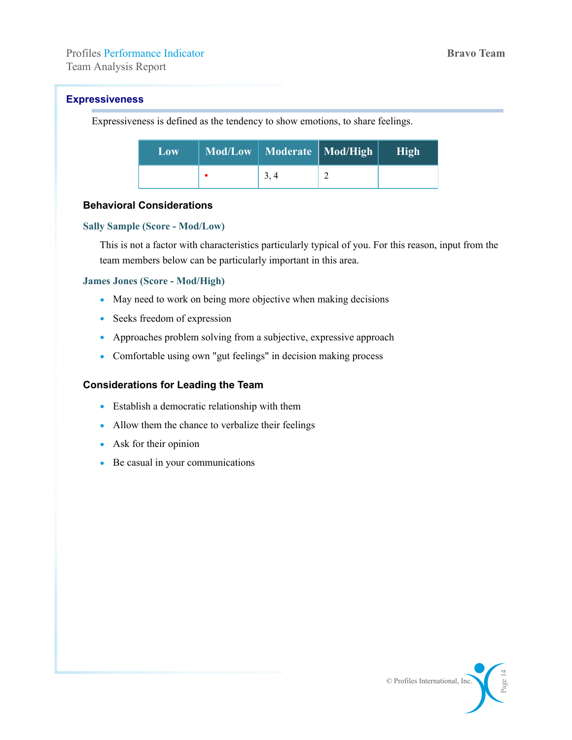## Expressiveness

Expressiveness is defined as the tendency to show emotions, to share feelings.

| Low | Mod/Low | Moderate | Mod/High | High |
|---|---|---|---|---|
| | • | 3, 4 | 2 | |

### Behavioral Considerations

**Sally Sample (Score - Mod/Low)**

This is not a factor with characteristics particularly typical of you. For this reason, input from the team members below can be particularly important in this area.

**James Jones (Score - Mod/High)**

- May need to work on being more objective when making decisions
- Seeks freedom of expression
- Approaches problem solving from a subjective, expressive approach
- Comfortable using own "gut feelings" in decision making process

### Considerations for Leading the Team

- Establish a democratic relationship with them
- Allow them the chance to verbalize their feelings
- Ask for their opinion
- Be casual in your communications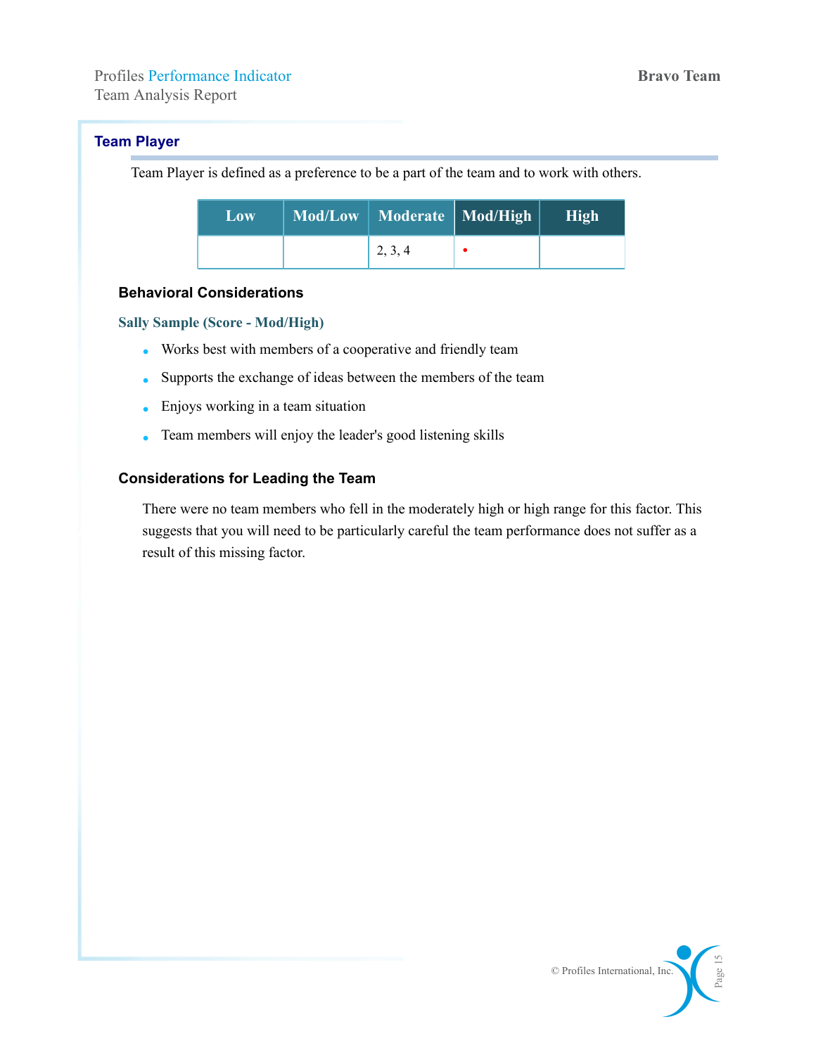## Team Player

Team Player is defined as a preference to be a part of the team and to work with others.

| Low | Mod/Low | Moderate | Mod/High | High |
|---|---|---|---|---|
| | | 2, 3, 4 | • | |

### Behavioral Considerations

**Sally Sample (Score - Mod/High)**

- Works best with members of a cooperative and friendly team
- Supports the exchange of ideas between the members of the team
- Enjoys working in a team situation
- Team members will enjoy the leader's good listening skills

### Considerations for Leading the Team

There were no team members who fell in the moderately high or high range for this factor. This suggests that you will need to be particularly careful the team performance does not suffer as a result of this missing factor.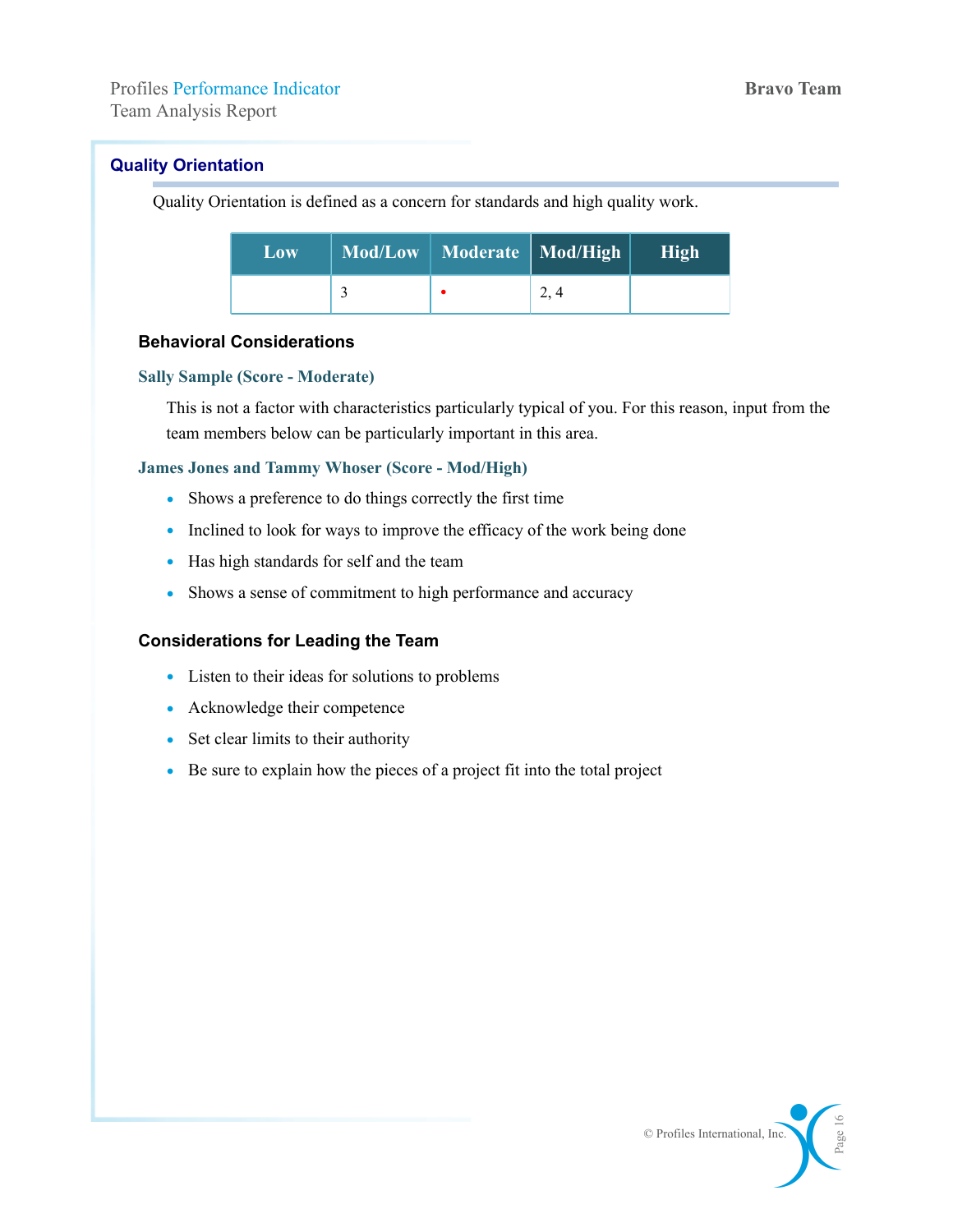## Quality Orientation

Quality Orientation is defined as a concern for standards and high quality work.

| Low | Mod/Low | Moderate | Mod/High | High |
|---|---|---|---|---|
| | 3 | • | 2, 4 | |

### Behavioral Considerations

**Sally Sample (Score - Moderate)**

This is not a factor with characteristics particularly typical of you. For this reason, input from the team members below can be particularly important in this area.

**James Jones and Tammy Whoser (Score - Mod/High)**

- Shows a preference to do things correctly the first time
- Inclined to look for ways to improve the efficacy of the work being done
- Has high standards for self and the team
- Shows a sense of commitment to high performance and accuracy

### Considerations for Leading the Team

- Listen to their ideas for solutions to problems
- Acknowledge their competence
- Set clear limits to their authority
- Be sure to explain how the pieces of a project fit into the total project